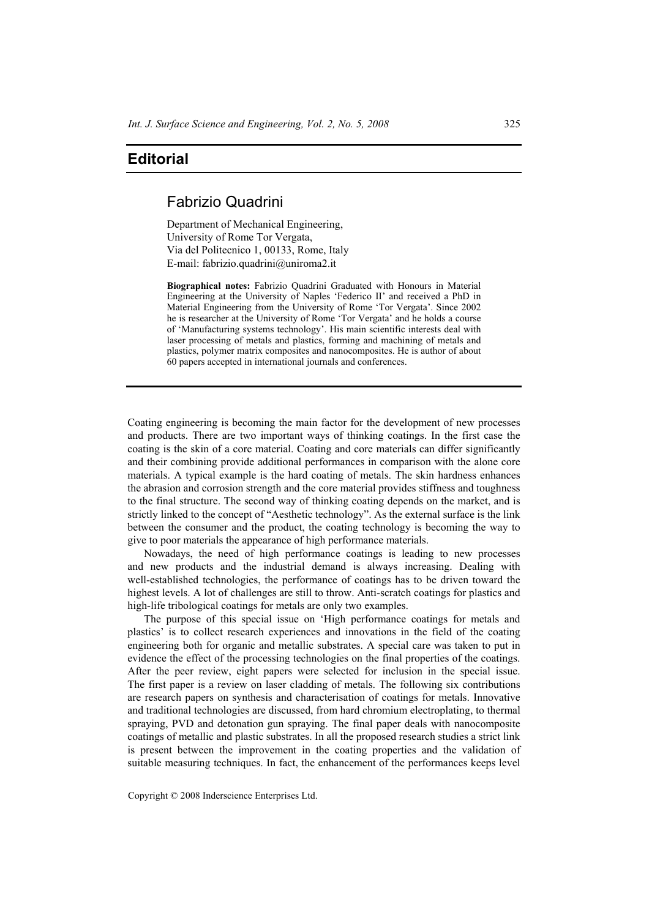# Editorial

## Fabrizio Quadrini

Department of Mechanical Engineering,
University of Rome Tor Vergata,
Via del Politecnico 1, 00133, Rome, Italy
E-mail: fabrizio.quadrini@uniroma2.it

**Biographical notes:** Fabrizio Quadrini Graduated with Honours in Material Engineering at the University of Naples 'Federico II' and received a PhD in Material Engineering from the University of Rome 'Tor Vergata'. Since 2002 he is researcher at the University of Rome 'Tor Vergata' and he holds a course of 'Manufacturing systems technology'. His main scientific interests deal with laser processing of metals and plastics, forming and machining of metals and plastics, polymer matrix composites and nanocomposites. He is author of about 60 papers accepted in international journals and conferences.

---

Coating engineering is becoming the main factor for the development of new processes and products. There are two important ways of thinking coatings. In the first case the coating is the skin of a core material. Coating and core materials can differ significantly and their combining provide additional performances in comparison with the alone core materials. A typical example is the hard coating of metals. The skin hardness enhances the abrasion and corrosion strength and the core material provides stiffness and toughness to the final structure. The second way of thinking coating depends on the market, and is strictly linked to the concept of "Aesthetic technology". As the external surface is the link between the consumer and the product, the coating technology is becoming the way to give to poor materials the appearance of high performance materials.

Nowadays, the need of high performance coatings is leading to new processes and new products and the industrial demand is always increasing. Dealing with well-established technologies, the performance of coatings has to be driven toward the highest levels. A lot of challenges are still to throw. Anti-scratch coatings for plastics and high-life tribological coatings for metals are only two examples.

The purpose of this special issue on 'High performance coatings for metals and plastics' is to collect research experiences and innovations in the field of the coating engineering both for organic and metallic substrates. A special care was taken to put in evidence the effect of the processing technologies on the final properties of the coatings. After the peer review, eight papers were selected for inclusion in the special issue. The first paper is a review on laser cladding of metals. The following six contributions are research papers on synthesis and characterisation of coatings for metals. Innovative and traditional technologies are discussed, from hard chromium electroplating, to thermal spraying, PVD and detonation gun spraying. The final paper deals with nanocomposite coatings of metallic and plastic substrates. In all the proposed research studies a strict link is present between the improvement in the coating properties and the validation of suitable measuring techniques. In fact, the enhancement of the performances keeps level

Copyright © 2008 Inderscience Enterprises Ltd.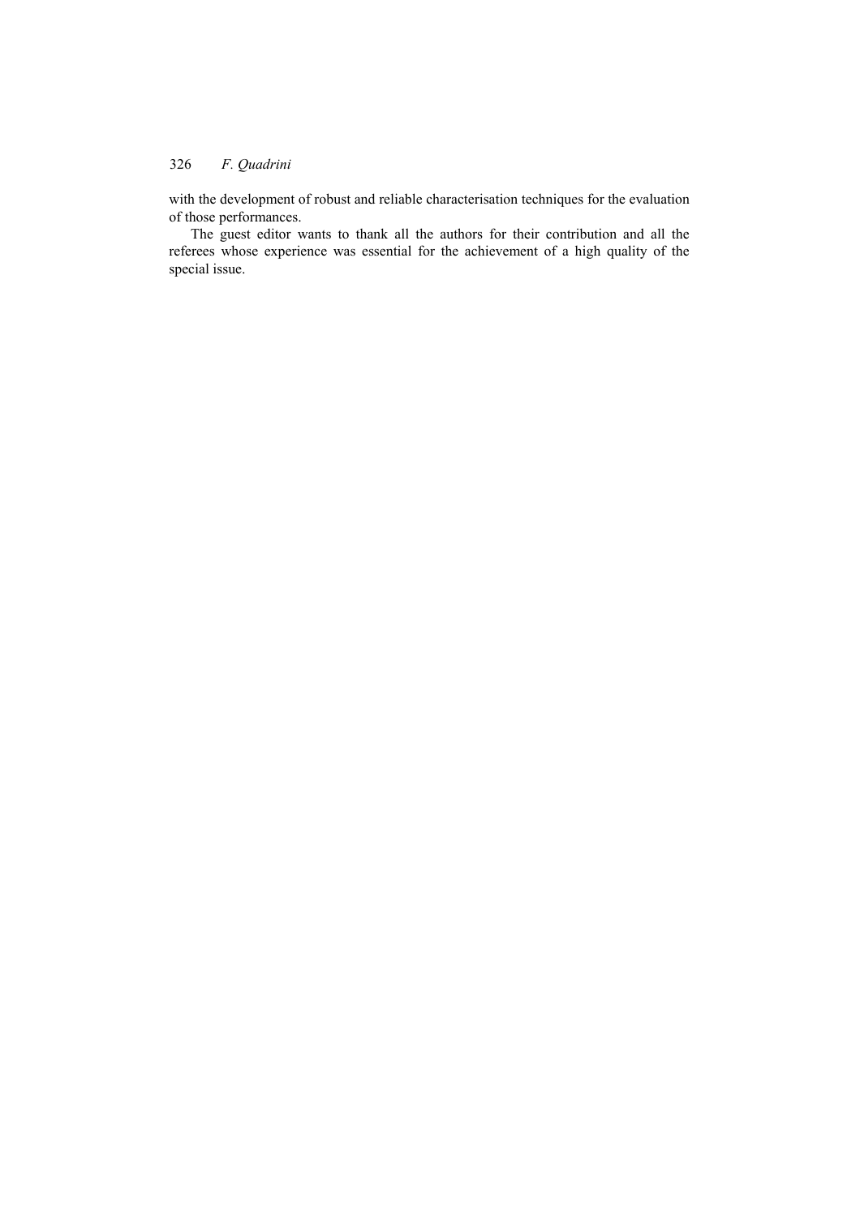with the development of robust and reliable characterisation techniques for the evaluation of those performances.

The guest editor wants to thank all the authors for their contribution and all the referees whose experience was essential for the achievement of a high quality of the special issue.